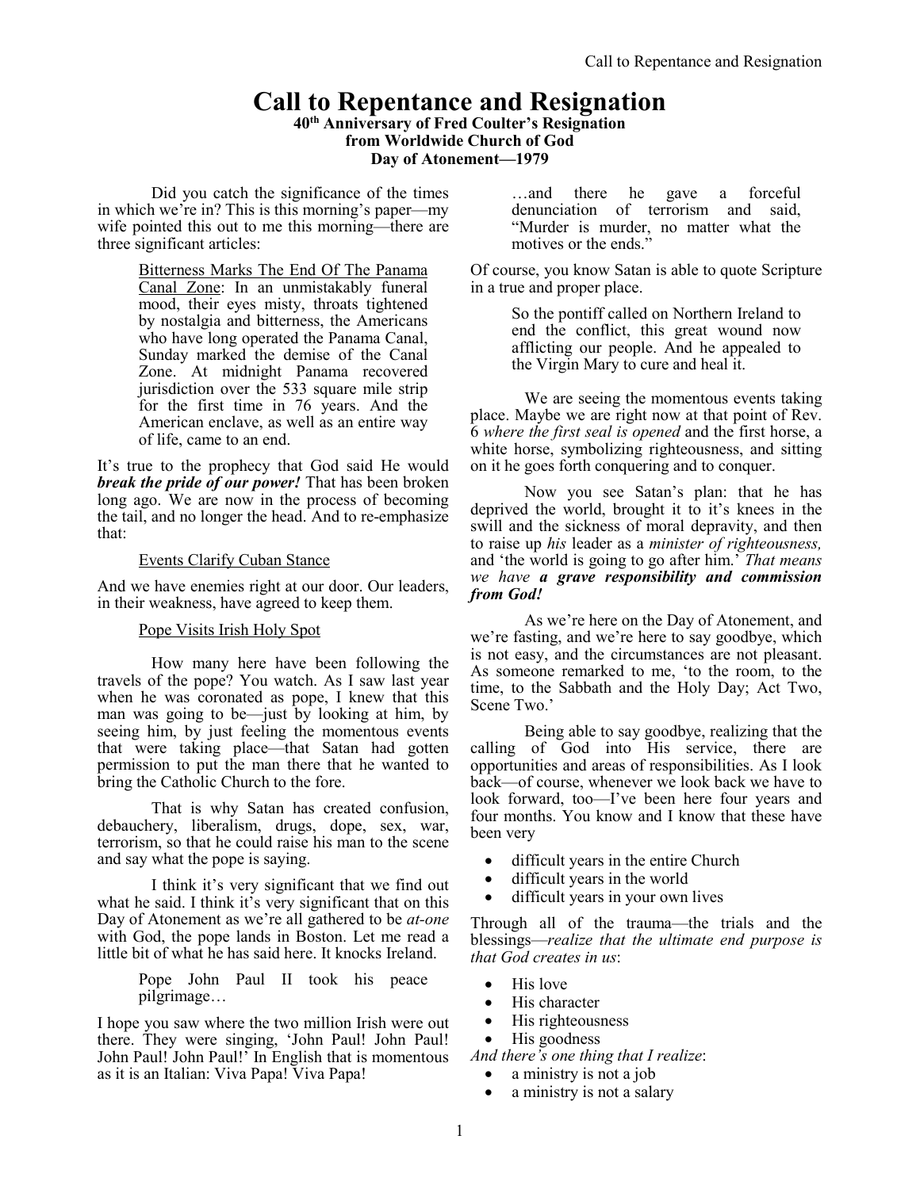# Call to Repentance and Resignation

**40th Anniversary of Fred Coulter's Resignation from Worldwide Church of God Day of Atonement—1979**

Did you catch the significance of the times in which we're in? This is this morning's paper—my wife pointed this out to me this morning—there are three significant articles:

> Bitterness Marks The End Of The Panama Canal Zone: In an unmistakably funeral mood, their eyes misty, throats tightened by nostalgia and bitterness, the Americans who have long operated the Panama Canal, Sunday marked the demise of the Canal Zone. At midnight Panama recovered jurisdiction over the 533 square mile strip for the first time in 76 years. And the American enclave, as well as an entire way of life, came to an end.

It's true to the prophecy that God said He would ***break the pride of our power!*** That has been broken long ago. We are now in the process of becoming the tail, and no longer the head. And to re-emphasize that:

> Events Clarify Cuban Stance

And we have enemies right at our door. Our leaders, in their weakness, have agreed to keep them.

> Pope Visits Irish Holy Spot

How many here have been following the travels of the pope? You watch. As I saw last year when he was coronated as pope, I knew that this man was going to be—just by looking at him, by seeing him, by just feeling the momentous events that were taking place—that Satan had gotten permission to put the man there that he wanted to bring the Catholic Church to the fore.

That is why Satan has created confusion, debauchery, liberalism, drugs, dope, sex, war, terrorism, so that he could raise his man to the scene and say what the pope is saying.

I think it's very significant that we find out what he said. I think it's very significant that on this Day of Atonement as we're all gathered to be *at-one* with God, the pope lands in Boston. Let me read a little bit of what he has said here. It knocks Ireland.

> Pope John Paul II took his peace pilgrimage…

I hope you saw where the two million Irish were out there. They were singing, 'John Paul! John Paul! John Paul! John Paul!' In English that is momentous as it is an Italian: Viva Papa! Viva Papa!

> …and there he gave a forceful denunciation of terrorism and said, "Murder is murder, no matter what the motives or the ends."

Of course, you know Satan is able to quote Scripture in a true and proper place.

> So the pontiff called on Northern Ireland to end the conflict, this great wound now afflicting our people. And he appealed to the Virgin Mary to cure and heal it.

We are seeing the momentous events taking place. Maybe we are right now at that point of Rev. 6 *where the first seal is opened* and the first horse, a white horse, symbolizing righteousness, and sitting on it he goes forth conquering and to conquer.

Now you see Satan's plan: that he has deprived the world, brought it to it's knees in the swill and the sickness of moral depravity, and then to raise up *his* leader as a *minister of righteousness,* and 'the world is going to go after him.' *That means we have* ***a grave responsibility and commission from God!***

As we're here on the Day of Atonement, and we're fasting, and we're here to say goodbye, which is not easy, and the circumstances are not pleasant. As someone remarked to me, 'to the room, to the time, to the Sabbath and the Holy Day; Act Two, Scene Two.'

Being able to say goodbye, realizing that the calling of God into His service, there are opportunities and areas of responsibilities. As I look back—of course, whenever we look back we have to look forward, too—I've been here four years and four months. You know and I know that these have been very

- difficult years in the entire Church
- difficult years in the world
- difficult years in your own lives

Through all of the trauma—the trials and the blessings—*realize that the ultimate end purpose is that God creates in us*:

- His love
- His character
- His righteousness
- His goodness

*And there's one thing that I realize*:

- a ministry is not a job
- a ministry is not a salary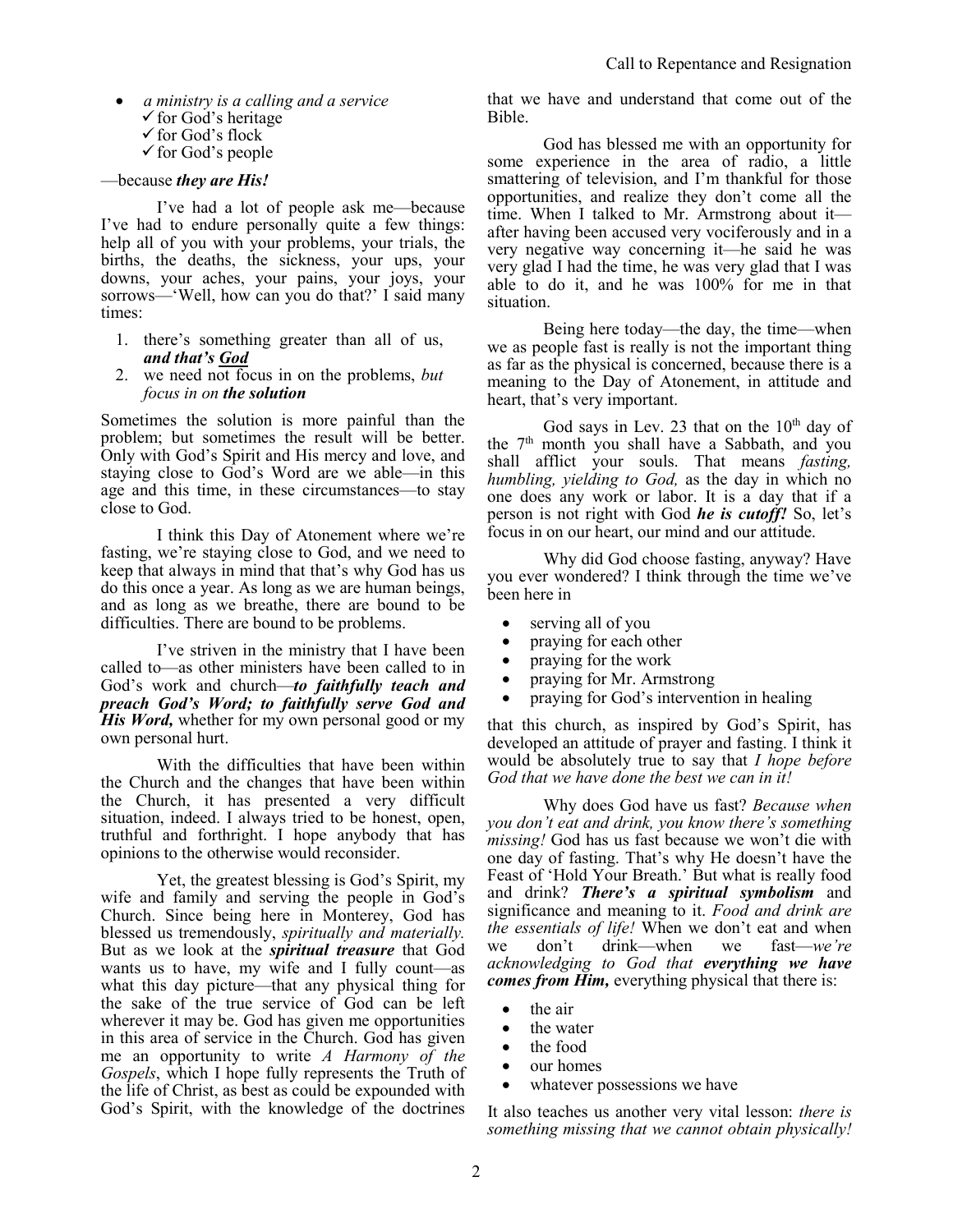- *a ministry is a calling and a service*
  - ✓ for God's heritage
  - ✓ for God's flock
  - ✓ for God's people

—because ***they are His!***

I've had a lot of people ask me—because I've had to endure personally quite a few things: help all of you with your problems, your trials, the births, the deaths, the sickness, your ups, your downs, your aches, your pains, your joys, your sorrows—'Well, how can you do that?' I said many times:

1. there's something greater than all of us, ***and that's God***
2. we need not focus in on the problems, *but focus in on* ***the solution***

Sometimes the solution is more painful than the problem; but sometimes the result will be better. Only with God's Spirit and His mercy and love, and staying close to God's Word are we able—in this age and this time, in these circumstances—to stay close to God.

I think this Day of Atonement where we're fasting, we're staying close to God, and we need to keep that always in mind that that's why God has us do this once a year. As long as we are human beings, and as long as we breathe, there are bound to be difficulties. There are bound to be problems.

I've striven in the ministry that I have been called to—as other ministers have been called to in God's work and church—***to faithfully teach and preach God's Word; to faithfully serve God and His Word,*** whether for my own personal good or my own personal hurt.

With the difficulties that have been within the Church and the changes that have been within the Church, it has presented a very difficult situation, indeed. I always tried to be honest, open, truthful and forthright. I hope anybody that has opinions to the otherwise would reconsider.

Yet, the greatest blessing is God's Spirit, my wife and family and serving the people in God's Church. Since being here in Monterey, God has blessed us tremendously, *spiritually and materially.* But as we look at the ***spiritual treasure*** that God wants us to have, my wife and I fully count—as what this day picture—that any physical thing for the sake of the true service of God can be left wherever it may be. God has given me opportunities in this area of service in the Church. God has given me an opportunity to write *A Harmony of the Gospels*, which I hope fully represents the Truth of the life of Christ, as best as could be expounded with God's Spirit, with the knowledge of the doctrines that we have and understand that come out of the Bible.

God has blessed me with an opportunity for some experience in the area of radio, a little smattering of television, and I'm thankful for those opportunities, and realize they don't come all the time. When I talked to Mr. Armstrong about it—after having been accused very vociferously and in a very negative way concerning it—he said he was very glad I had the time, he was very glad that I was able to do it, and he was 100% for me in that situation.

Being here today—the day, the time—when we as people fast is really is not the important thing as far as the physical is concerned, because there is a meaning to the Day of Atonement, in attitude and heart, that's very important.

God says in Lev. 23 that on the 10th day of the 7th month you shall have a Sabbath, and you shall afflict your souls. That means *fasting, humbling, yielding to God,* as the day in which no one does any work or labor. It is a day that if a person is not right with God ***he is cutoff!*** So, let's focus in on our heart, our mind and our attitude.

Why did God choose fasting, anyway? Have you ever wondered? I think through the time we've been here in

- serving all of you
- praying for each other
- praying for the work
- praying for Mr. Armstrong
- praying for God's intervention in healing

that this church, as inspired by God's Spirit, has developed an attitude of prayer and fasting. I think it would be absolutely true to say that *I hope before God that we have done the best we can in it!*

Why does God have us fast? *Because when you don't eat and drink, you know there's something missing!* God has us fast because we won't die with one day of fasting. That's why He doesn't have the Feast of 'Hold Your Breath.' But what is really food and drink? ***There's a spiritual symbolism*** and significance and meaning to it. *Food and drink are the essentials of life!* When we don't eat and when we don't drink—when we fast—*we're acknowledging to God that* ***everything we have comes from Him,*** everything physical that there is:

- the air
- the water
- the food
- our homes
- whatever possessions we have

It also teaches us another very vital lesson: *there is something missing that we cannot obtain physically!*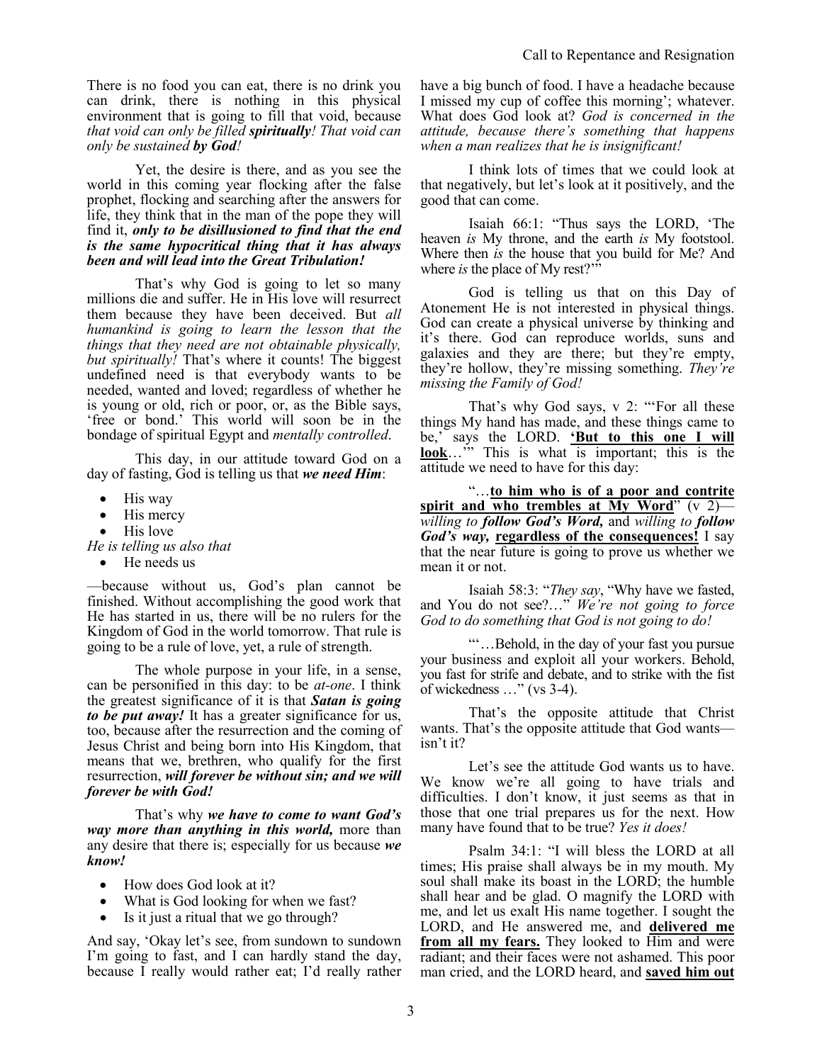There is no food you can eat, there is no drink you can drink, there is nothing in this physical environment that is going to fill that void, because *that void can only be filled **spiritually**! That void can only be sustained **by God**!*

Yet, the desire is there, and as you see the world in this coming year flocking after the false prophet, flocking and searching after the answers for life, they think that in the man of the pope they will find it, ***only to be disillusioned to find that the end is the same hypocritical thing that it has always been and will lead into the Great Tribulation!***

That's why God is going to let so many millions die and suffer. He in His love will resurrect them because they have been deceived. But *all humankind is going to learn the lesson that the things that they need are not obtainable physically, but spiritually!* That's where it counts! The biggest undefined need is that everybody wants to be needed, wanted and loved; regardless of whether he is young or old, rich or poor, or, as the Bible says, 'free or bond.' This world will soon be in the bondage of spiritual Egypt and *mentally controlled*.

This day, in our attitude toward God on a day of fasting, God is telling us that ***we need Him***:

- His way
- His mercy
- His love

*He is telling us also that*

- He needs us

—because without us, God's plan cannot be finished. Without accomplishing the good work that He has started in us, there will be no rulers for the Kingdom of God in the world tomorrow. That rule is going to be a rule of love, yet, a rule of strength.

The whole purpose in your life, in a sense, can be personified in this day: to be *at-one*. I think the greatest significance of it is that ***Satan is going to be put away!*** It has a greater significance for us, too, because after the resurrection and the coming of Jesus Christ and being born into His Kingdom, that means that we, brethren, who qualify for the first resurrection, ***will forever be without sin; and we will forever be with God!***

That's why ***we have to come to want God's way more than anything in this world,*** more than any desire that there is; especially for us because ***we know!***

- How does God look at it?
- What is God looking for when we fast?
- Is it just a ritual that we go through?

And say, 'Okay let's see, from sundown to sundown I'm going to fast, and I can hardly stand the day, because I really would rather eat; I'd really rather have a big bunch of food. I have a headache because I missed my cup of coffee this morning'; whatever. What does God look at? *God is concerned in the attitude, because there's something that happens when a man realizes that he is insignificant!*

I think lots of times that we could look at that negatively, but let's look at it positively, and the good that can come.

Isaiah 66:1: "Thus says the LORD, 'The heaven *is* My throne, and the earth *is* My footstool. Where then *is* the house that you build for Me? And where *is* the place of My rest?'"

God is telling us that on this Day of Atonement He is not interested in physical things. God can create a physical universe by thinking and it's there. God can reproduce worlds, suns and galaxies and they are there; but they're empty, they're hollow, they're missing something. *They're missing the Family of God!*

That's why God says, v 2: "'For all these things My hand has made, and these things came to be,' says the LORD. **'But to this one I will look**…'" This is what is important; this is the attitude we need to have for this day:

"…**to him who is of a poor and contrite spirit and who trembles at My Word**" (v 2)—*willing to **follow God's Word,*** and *willing to **follow God's way,*** **regardless of the consequences!** I say that the near future is going to prove us whether we mean it or not.

Isaiah 58:3: "*They say*, "Why have we fasted, and You do not see?…" *We're not going to force God to do something that God is not going to do!*

"'…Behold, in the day of your fast you pursue your business and exploit all your workers. Behold, you fast for strife and debate, and to strike with the fist of wickedness …" (vs 3-4).

That's the opposite attitude that Christ wants. That's the opposite attitude that God wants—isn't it?

Let's see the attitude God wants us to have. We know we're all going to have trials and difficulties. I don't know, it just seems as that in those that one trial prepares us for the next. How many have found that to be true? *Yes it does!*

Psalm 34:1: "I will bless the LORD at all times; His praise shall always be in my mouth. My soul shall make its boast in the LORD; the humble shall hear and be glad. O magnify the LORD with me, and let us exalt His name together. I sought the LORD, and He answered me, and **delivered me from all my fears.** They looked to Him and were radiant; and their faces were not ashamed. This poor man cried, and the LORD heard, and **saved him out**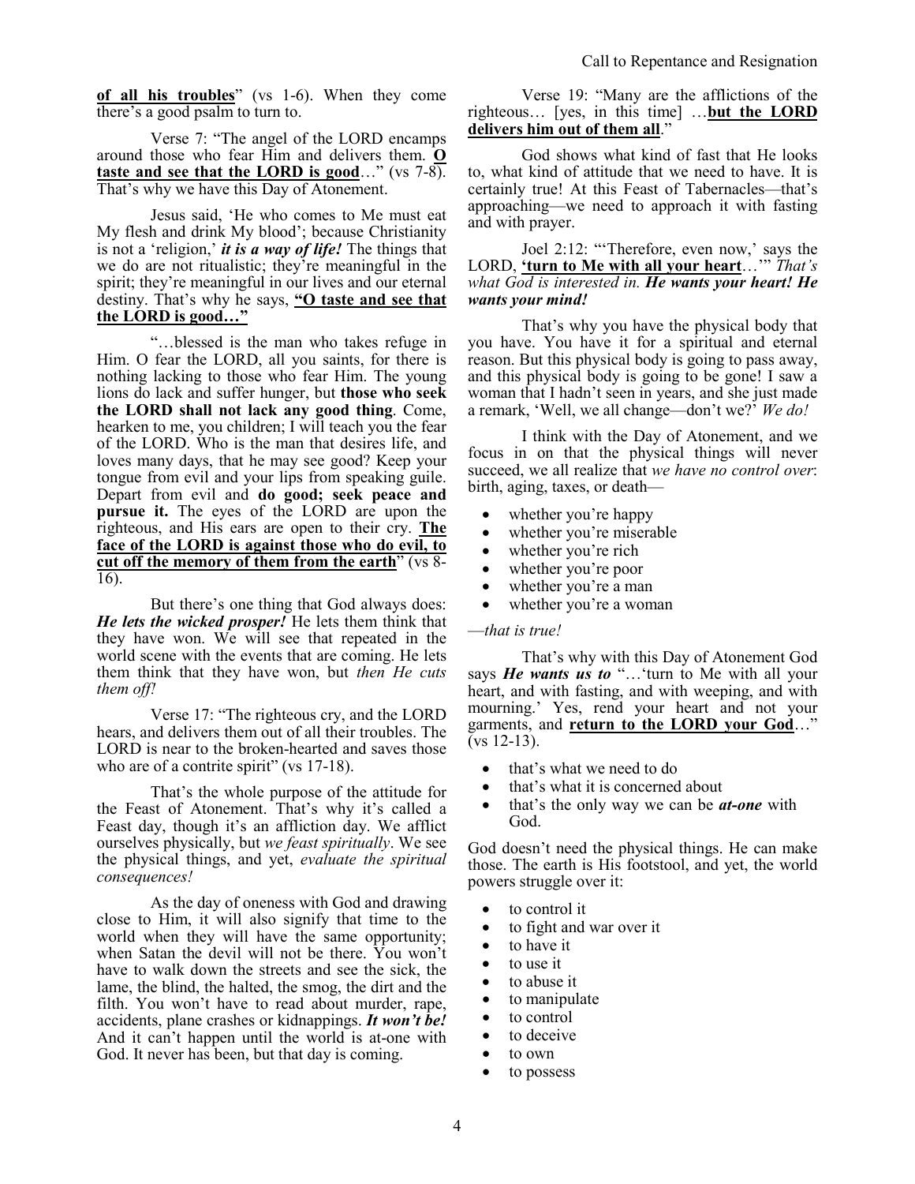**<u>of all his troubles</u>**" (vs 1-6). When they come there's a good psalm to turn to.

Verse 7: "The angel of the LORD encamps around those who fear Him and delivers them. **<u>O taste and see that the LORD is good</u>**…" (vs 7-8). That's why we have this Day of Atonement.

Jesus said, 'He who comes to Me must eat My flesh and drink My blood'; because Christianity is not a 'religion,' ***it is a way of life!*** The things that we do are not ritualistic; they're meaningful in the spirit; they're meaningful in our lives and our eternal destiny. That's why he says, **<u>"O taste and see that the LORD is good…"</u>**

"…blessed is the man who takes refuge in Him. O fear the LORD, all you saints, for there is nothing lacking to those who fear Him. The young lions do lack and suffer hunger, but **those who seek the LORD shall not lack any good thing**. Come, hearken to me, you children; I will teach you the fear of the LORD. Who is the man that desires life, and loves many days, that he may see good? Keep your tongue from evil and your lips from speaking guile. Depart from evil and **do good; seek peace and pursue it.** The eyes of the LORD are upon the righteous, and His ears are open to their cry. **<u>The face of the LORD is against those who do evil, to cut off the memory of them from the earth</u>**" (vs 8-16).

But there's one thing that God always does: ***He lets the wicked prosper!*** He lets them think that they have won. We will see that repeated in the world scene with the events that are coming. He lets them think that they have won, but *then He cuts them off!*

Verse 17: "The righteous cry, and the LORD hears, and delivers them out of all their troubles. The LORD is near to the broken-hearted and saves those who are of a contrite spirit" (vs 17-18).

That's the whole purpose of the attitude for the Feast of Atonement. That's why it's called a Feast day, though it's an affliction day. We afflict ourselves physically, but *we feast spiritually*. We see the physical things, and yet, *evaluate the spiritual consequences!*

As the day of oneness with God and drawing close to Him, it will also signify that time to the world when they will have the same opportunity; when Satan the devil will not be there. You won't have to walk down the streets and see the sick, the lame, the blind, the halted, the smog, the dirt and the filth. You won't have to read about murder, rape, accidents, plane crashes or kidnappings. ***It won't be!*** And it can't happen until the world is at-one with God. It never has been, but that day is coming.

Verse 19: "Many are the afflictions of the righteous… [yes, in this time] …**<u>but the LORD delivers him out of them all</u>**."

God shows what kind of fast that He looks to, what kind of attitude that we need to have. It is certainly true! At this Feast of Tabernacles—that's approaching—we need to approach it with fasting and with prayer.

Joel 2:12: "'Therefore, even now,' says the LORD, **<u>'turn to Me with all your heart</u>**…'" *That's what God is interested in.* ***He wants your heart! He wants your mind!***

That's why you have the physical body that you have. You have it for a spiritual and eternal reason. But this physical body is going to pass away, and this physical body is going to be gone! I saw a woman that I hadn't seen in years, and she just made a remark, 'Well, we all change—don't we?' *We do!*

I think with the Day of Atonement, and we focus in on that the physical things will never succeed, we all realize that *we have no control over*: birth, aging, taxes, or death—

- whether you're happy
- whether you're miserable
- whether you're rich
- whether you're poor
- whether you're a man
- whether you're a woman

—*that is true!*

That's why with this Day of Atonement God says ***He wants us to*** "…'turn to Me with all your heart, and with fasting, and with weeping, and with mourning.' Yes, rend your heart and not your garments, and **<u>return to the LORD your God</u>**…" (vs 12-13).

- that's what we need to do
- that's what it is concerned about
- that's the only way we can be ***at-one*** with God.

God doesn't need the physical things. He can make those. The earth is His footstool, and yet, the world powers struggle over it:

- to control it
- to fight and war over it
- to have it
- to use it
- to abuse it
- to manipulate
- to control
- to deceive
- to own
- to possess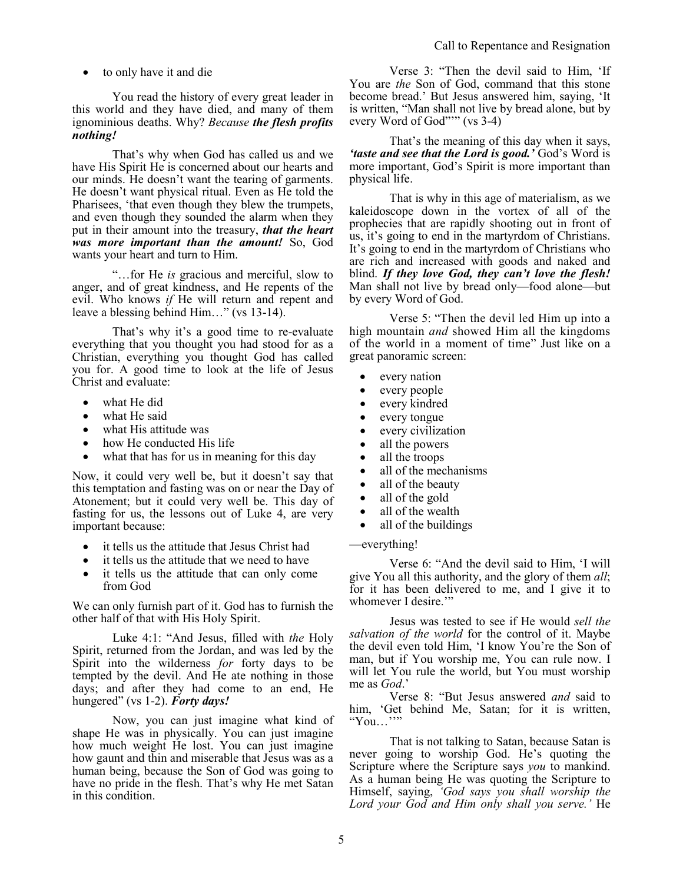- to only have it and die

You read the history of every great leader in this world and they have died, and many of them ignominious deaths. Why? *Because **the flesh profits nothing!***

That's why when God has called us and we have His Spirit He is concerned about our hearts and our minds. He doesn't want the tearing of garments. He doesn't want physical ritual. Even as He told the Pharisees, 'that even though they blew the trumpets, and even though they sounded the alarm when they put in their amount into the treasury, ***that the heart was more important than the amount!*** So, God wants your heart and turn to Him.

"…for He *is* gracious and merciful, slow to anger, and of great kindness, and He repents of the evil. Who knows *if* He will return and repent and leave a blessing behind Him…" (vs 13-14).

That's why it's a good time to re-evaluate everything that you thought you had stood for as a Christian, everything you thought God has called you for. A good time to look at the life of Jesus Christ and evaluate:

- what He did
- what He said
- what His attitude was
- how He conducted His life
- what that has for us in meaning for this day

Now, it could very well be, but it doesn't say that this temptation and fasting was on or near the Day of Atonement; but it could very well be. This day of fasting for us, the lessons out of Luke 4, are very important because:

- it tells us the attitude that Jesus Christ had
- it tells us the attitude that we need to have
- it tells us the attitude that can only come from God

We can only furnish part of it. God has to furnish the other half of that with His Holy Spirit.

Luke 4:1: "And Jesus, filled with *the* Holy Spirit, returned from the Jordan, and was led by the Spirit into the wilderness *for* forty days to be tempted by the devil. And He ate nothing in those days; and after they had come to an end, He hungered" (vs 1-2). ***Forty days!***

Now, you can just imagine what kind of shape He was in physically. You can just imagine how much weight He lost. You can just imagine how gaunt and thin and miserable that Jesus was as a human being, because the Son of God was going to have no pride in the flesh. That's why He met Satan in this condition.

Verse 3: "Then the devil said to Him, 'If You are *the* Son of God, command that this stone become bread.' But Jesus answered him, saying, 'It is written, "Man shall not live by bread alone, but by every Word of God"'" (vs 3-4)

That's the meaning of this day when it says, ***'taste and see that the Lord is good.'*** God's Word is more important, God's Spirit is more important than physical life.

That is why in this age of materialism, as we kaleidoscope down in the vortex of all of the prophecies that are rapidly shooting out in front of us, it's going to end in the martyrdom of Christians. It's going to end in the martyrdom of Christians who are rich and increased with goods and naked and blind. ***If they love God, they can't love the flesh!*** Man shall not live by bread only—food alone—but by every Word of God.

Verse 5: "Then the devil led Him up into a high mountain *and* showed Him all the kingdoms of the world in a moment of time" Just like on a great panoramic screen:

- every nation
- every people
- every kindred
- every tongue
- every civilization
- all the powers
- all the troops
- all of the mechanisms
- all of the beauty
- all of the gold
- all of the wealth
- all of the buildings

—everything!

Verse 6: "And the devil said to Him, 'I will give You all this authority, and the glory of them *all*; for it has been delivered to me, and I give it to whomever I desire.'"

Jesus was tested to see if He would *sell the salvation of the world* for the control of it. Maybe the devil even told Him, 'I know You're the Son of man, but if You worship me, You can rule now. I will let You rule the world, but You must worship me as *God*.'

Verse 8: "But Jesus answered *and* said to him, 'Get behind Me, Satan; for it is written, "You…"'"

That is not talking to Satan, because Satan is never going to worship God. He's quoting the Scripture where the Scripture says *you* to mankind. As a human being He was quoting the Scripture to Himself, saying, *'God says you shall worship the Lord your God and Him only shall you serve.'* He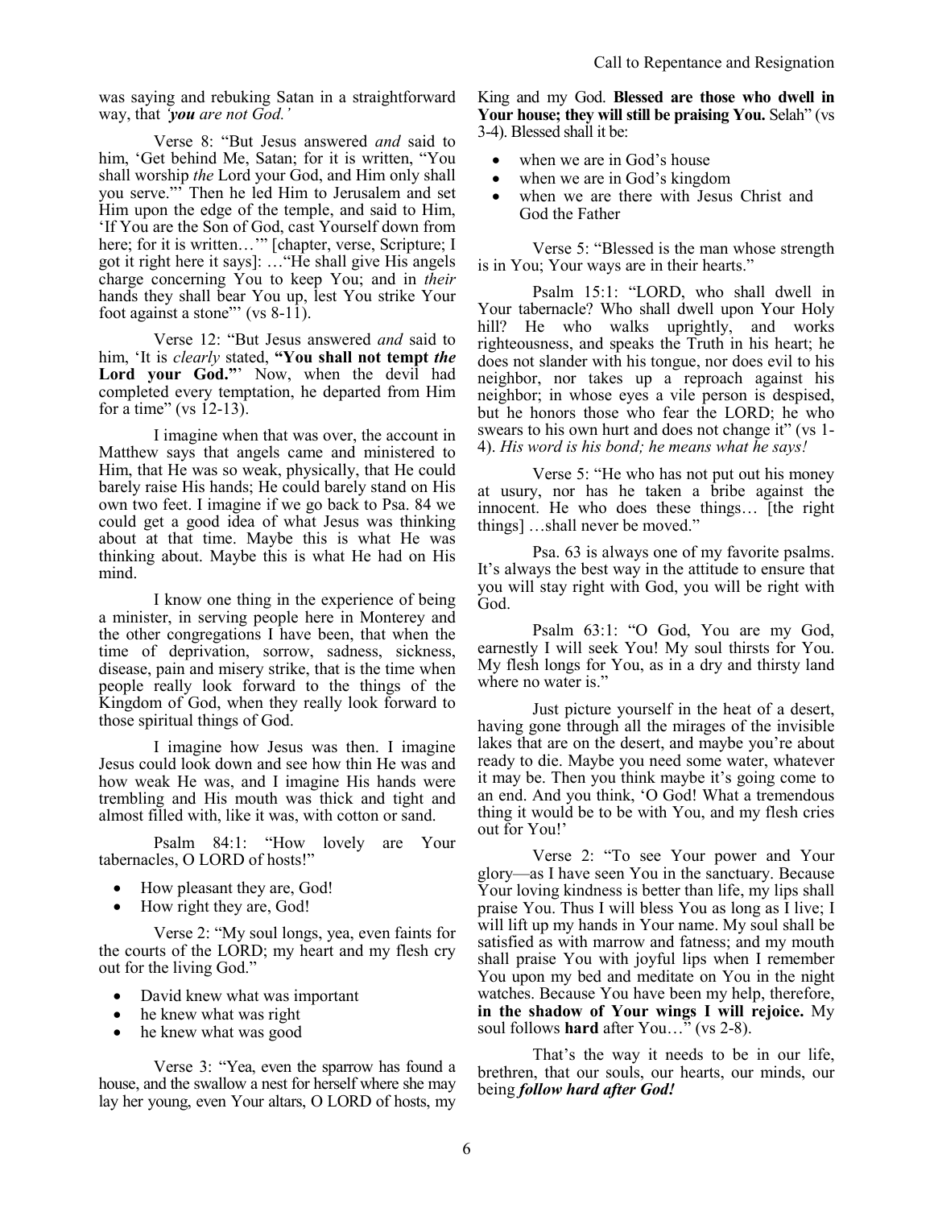was saying and rebuking Satan in a straightforward way, that *'you are not God.'*

Verse 8: "But Jesus answered *and* said to him, 'Get behind Me, Satan; for it is written, "You shall worship *the* Lord your God, and Him only shall you serve."' Then he led Him to Jerusalem and set Him upon the edge of the temple, and said to Him, 'If You are the Son of God, cast Yourself down from here; for it is written…'" [chapter, verse, Scripture; I got it right here it says]: …"He shall give His angels charge concerning You to keep You; and in *their* hands they shall bear You up, lest You strike Your foot against a stone"' (vs 8-11).

Verse 12: "But Jesus answered *and* said to him, 'It is *clearly* stated, **"You shall not tempt *the* Lord your God."**' Now, when the devil had completed every temptation, he departed from Him for a time" (vs 12-13).

I imagine when that was over, the account in Matthew says that angels came and ministered to Him, that He was so weak, physically, that He could barely raise His hands; He could barely stand on His own two feet. I imagine if we go back to Psa. 84 we could get a good idea of what Jesus was thinking about at that time. Maybe this is what He was thinking about. Maybe this is what He had on His mind.

I know one thing in the experience of being a minister, in serving people here in Monterey and the other congregations I have been, that when the time of deprivation, sorrow, sadness, sickness, disease, pain and misery strike, that is the time when people really look forward to the things of the Kingdom of God, when they really look forward to those spiritual things of God.

I imagine how Jesus was then. I imagine Jesus could look down and see how thin He was and how weak He was, and I imagine His hands were trembling and His mouth was thick and tight and almost filled with, like it was, with cotton or sand.

Psalm 84:1: "How lovely are Your tabernacles, O LORD of hosts!"

- How pleasant they are, God!
- How right they are, God!

Verse 2: "My soul longs, yea, even faints for the courts of the LORD; my heart and my flesh cry out for the living God."

- David knew what was important
- he knew what was right
- he knew what was good

Verse 3: "Yea, even the sparrow has found a house, and the swallow a nest for herself where she may lay her young, even Your altars, O LORD of hosts, my King and my God. **Blessed are those who dwell in Your house; they will still be praising You.** Selah" (vs 3-4). Blessed shall it be:

- when we are in God's house
- when we are in God's kingdom
- when we are there with Jesus Christ and God the Father

Verse 5: "Blessed is the man whose strength is in You; Your ways are in their hearts."

Psalm 15:1: "LORD, who shall dwell in Your tabernacle? Who shall dwell upon Your Holy hill? He who walks uprightly, and works righteousness, and speaks the Truth in his heart; he does not slander with his tongue, nor does evil to his neighbor, nor takes up a reproach against his neighbor; in whose eyes a vile person is despised, but he honors those who fear the LORD; he who swears to his own hurt and does not change it" (vs 1-4). *His word is his bond; he means what he says!*

Verse 5: "He who has not put out his money at usury, nor has he taken a bribe against the innocent. He who does these things… [the right things] …shall never be moved."

Psa. 63 is always one of my favorite psalms. It's always the best way in the attitude to ensure that you will stay right with God, you will be right with God.

Psalm 63:1: "O God, You are my God, earnestly I will seek You! My soul thirsts for You. My flesh longs for You, as in a dry and thirsty land where no water is."

Just picture yourself in the heat of a desert, having gone through all the mirages of the invisible lakes that are on the desert, and maybe you're about ready to die. Maybe you need some water, whatever it may be. Then you think maybe it's going come to an end. And you think, 'O God! What a tremendous thing it would be to be with You, and my flesh cries out for You!'

Verse 2: "To see Your power and Your glory—as I have seen You in the sanctuary. Because Your loving kindness is better than life, my lips shall praise You. Thus I will bless You as long as I live; I will lift up my hands in Your name. My soul shall be satisfied as with marrow and fatness; and my mouth shall praise You with joyful lips when I remember You upon my bed and meditate on You in the night watches. Because You have been my help, therefore, **in the shadow of Your wings I will rejoice.** My soul follows **hard** after You…" (vs 2-8).

That's the way it needs to be in our life, brethren, that our souls, our hearts, our minds, our being ***follow hard after God!***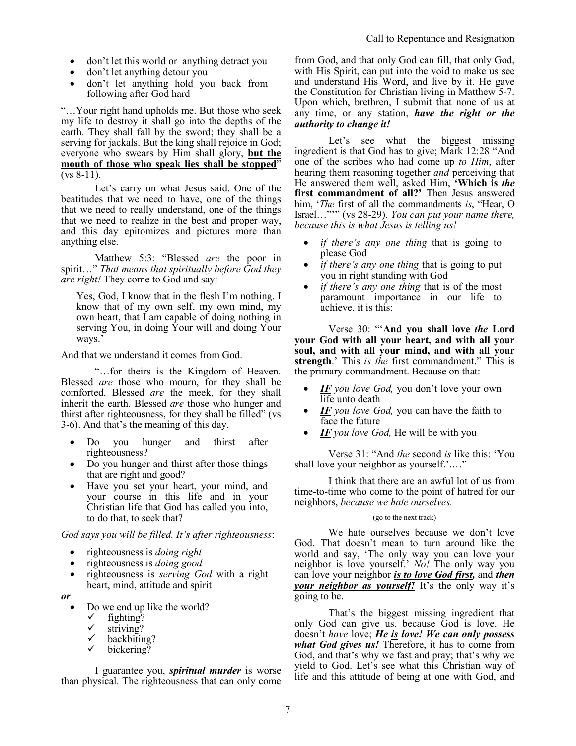- don't let this world or anything detract you
- don't let anything detour you
- don't let anything hold you back from following after God hard

"…Your right hand upholds me. But those who seek my life to destroy it shall go into the depths of the earth. They shall fall by the sword; they shall be a serving for jackals. But the king shall rejoice in God; everyone who swears by Him shall glory, **but the mouth of those who speak lies shall be stopped**" (vs 8-11).

Let's carry on what Jesus said. One of the beatitudes that we need to have, one of the things that we need to really understand, one of the things that we need to realize in the best and proper way, and this day epitomizes and pictures more than anything else.

Matthew 5:3: "Blessed *are* the poor in spirit…" *That means that spiritually before God they are right!* They come to God and say:

> Yes, God, I know that in the flesh I'm nothing. I know that of my own self, my own mind, my own heart, that I am capable of doing nothing in serving You, in doing Your will and doing Your ways.'

And that we understand it comes from God.

"…for theirs is the Kingdom of Heaven. Blessed *are* those who mourn, for they shall be comforted. Blessed *are* the meek, for they shall inherit the earth. Blessed *are* those who hunger and thirst after righteousness, for they shall be filled" (vs 3-6). And that's the meaning of this day.

- Do you hunger and thirst after righteousness?
- Do you hunger and thirst after those things that are right and good?
- Have you set your heart, your mind, and your course in this life and in your Christian life that God has called you into, to do that, to seek that?

*God says you will be filled. It's after righteousness*:

- righteousness is *doing right*
- righteousness is *doing good*
- righteousness is *serving God* with a right heart, mind, attitude and spirit

***or***

- Do we end up like the world?
  - ✓ fighting?
  - ✓ striving?
  - ✓ backbiting?
  - ✓ bickering?

I guarantee you, ***spiritual murder*** is worse than physical. The righteousness that can only come from God, and that only God can fill, that only God, with His Spirit, can put into the void to make us see and understand His Word, and live by it. He gave the Constitution for Christian living in Matthew 5-7. Upon which, brethren, I submit that none of us at any time, or any station, ***have the right or the authority to change it!***

Let's see what the biggest missing ingredient is that God has to give; Mark 12:28 "And one of the scribes who had come up *to Him*, after hearing them reasoning together *and* perceiving that He answered them well, asked Him, **'Which is *the* first commandment of all?'** Then Jesus answered him, '*The* first of all the commandments *is*, "Hear, O Israel…"'" (vs 28-29). *You can put your name there, because this is what Jesus is telling us!*

- *if there's any one thing* that is going to please God
- *if there's any one thing* that is going to put you in right standing with God
- *if there's any one thing* that is of the most paramount importance in our life to achieve, it is this:

Verse 30: "'**And you shall love *the* Lord your God with all your heart, and with all your soul, and with all your mind, and with all your strength**.' This *is the* first commandment." This is the primary commandment. Because on that:

- ***IF*** *you love God,* you don't love your own life unto death
- ***IF*** *you love God,* you can have the faith to face the future
- ***IF*** *you love God,* He will be with you

Verse 31: "And *the* second *is* like this: 'You shall love your neighbor as yourself.'…."

I think that there are an awful lot of us from time-to-time who come to the point of hatred for our neighbors, *because we hate ourselves.*

(go to the next track)

We hate ourselves because we don't love God. That doesn't mean to turn around like the world and say, 'The only way you can love your neighbor is love yourself.' *No!* The only way you can love your neighbor ***is to love God first,*** and ***then your neighbor as yourself!*** It's the only way it's going to be.

That's the biggest missing ingredient that only God can give us, because God is love. He doesn't *have* love; ***He is love! We can only possess what God gives us!*** Therefore, it has to come from God, and that's why we fast and pray; that's why we yield to God. Let's see what this Christian way of life and this attitude of being at one with God, and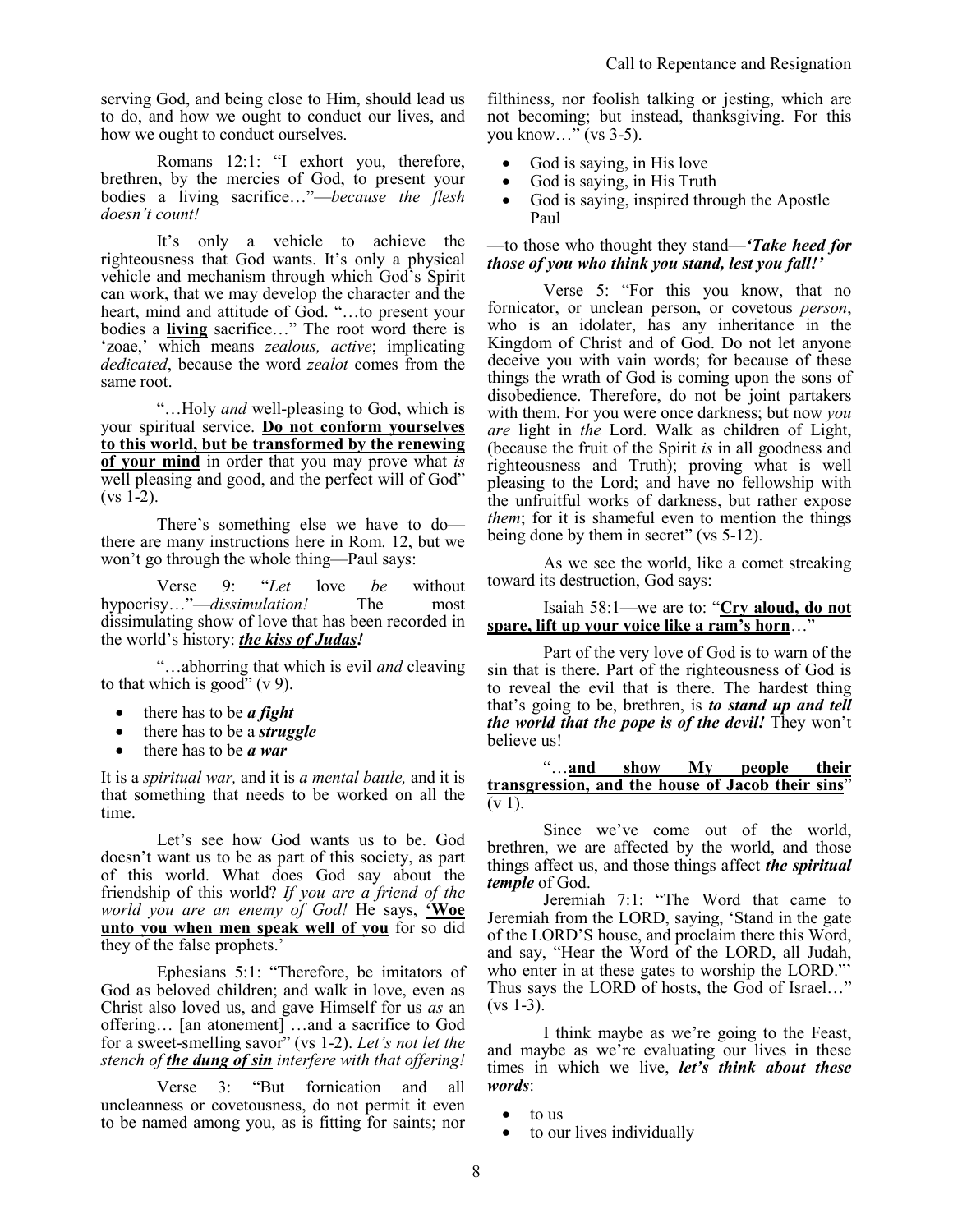serving God, and being close to Him, should lead us to do, and how we ought to conduct our lives, and how we ought to conduct ourselves.

Romans 12:1: "I exhort you, therefore, brethren, by the mercies of God, to present your bodies a living sacrifice…"—*because the flesh doesn't count!*

It's only a vehicle to achieve the righteousness that God wants. It's only a physical vehicle and mechanism through which God's Spirit can work, that we may develop the character and the heart, mind and attitude of God. "…to present your bodies a **living** sacrifice…" The root word there is 'zoae,' which means *zealous, active*; implicating *dedicated*, because the word *zealot* comes from the same root.

"…Holy *and* well-pleasing to God, which is your spiritual service. **Do not conform yourselves to this world, but be transformed by the renewing of your mind** in order that you may prove what *is* well pleasing and good, and the perfect will of God" (vs 1-2).

There's something else we have to do—there are many instructions here in Rom. 12, but we won't go through the whole thing—Paul says:

Verse 9: "*Let* love *be* without hypocrisy…"—*dissimulation!* The most dissimulating show of love that has been recorded in the world's history: ***the kiss of Judas!***

"…abhorring that which is evil *and* cleaving to that which is good" (v 9).

- there has to be ***a fight***
- there has to be a ***struggle***
- there has to be ***a war***

It is a *spiritual war,* and it is *a mental battle,* and it is that something that needs to be worked on all the time.

Let's see how God wants us to be. God doesn't want us to be as part of this society, as part of this world. What does God say about the friendship of this world? *If you are a friend of the world you are an enemy of God!* He says, **'Woe unto you when men speak well of you** for so did they of the false prophets.'

Ephesians 5:1: "Therefore, be imitators of God as beloved children; and walk in love, even as Christ also loved us, and gave Himself for us *as* an offering… [an atonement] …and a sacrifice to God for a sweet-smelling savor" (vs 1-2). *Let's not let the stench of **the dung of sin** interfere with that offering!*

Verse 3: "But fornication and all uncleanness or covetousness, do not permit it even to be named among you, as is fitting for saints; nor filthiness, nor foolish talking or jesting, which are not becoming; but instead, thanksgiving. For this you know…" (vs 3-5).

- God is saying, in His love
- God is saying, in His Truth
- God is saying, inspired through the Apostle Paul

—to those who thought they stand—***'Take heed for those of you who think you stand, lest you fall!'***

Verse 5: "For this you know, that no fornicator, or unclean person, or covetous *person*, who is an idolater, has any inheritance in the Kingdom of Christ and of God. Do not let anyone deceive you with vain words; for because of these things the wrath of God is coming upon the sons of disobedience. Therefore, do not be joint partakers with them. For you were once darkness; but now *you are* light in *the* Lord. Walk as children of Light, (because the fruit of the Spirit *is* in all goodness and righteousness and Truth); proving what is well pleasing to the Lord; and have no fellowship with the unfruitful works of darkness, but rather expose *them*; for it is shameful even to mention the things being done by them in secret" (vs 5-12).

As we see the world, like a comet streaking toward its destruction, God says:

Isaiah 58:1—we are to: "**Cry aloud, do not spare, lift up your voice like a ram's horn**…"

Part of the very love of God is to warn of the sin that is there. Part of the righteousness of God is to reveal the evil that is there. The hardest thing that's going to be, brethren, is ***to stand up and tell the world that the pope is of the devil!*** They won't believe us!

"…**and show My people their transgression, and the house of Jacob their sins**" (v 1).

Since we've come out of the world, brethren, we are affected by the world, and those things affect us, and those things affect ***the spiritual temple*** of God.

Jeremiah 7:1: "The Word that came to Jeremiah from the LORD, saying, 'Stand in the gate of the LORD'S house, and proclaim there this Word, and say, "Hear the Word of the LORD, all Judah, who enter in at these gates to worship the LORD."' Thus says the LORD of hosts, the God of Israel…" (vs 1-3).

I think maybe as we're going to the Feast, and maybe as we're evaluating our lives in these times in which we live, ***let's think about these words***:

- to us
- to our lives individually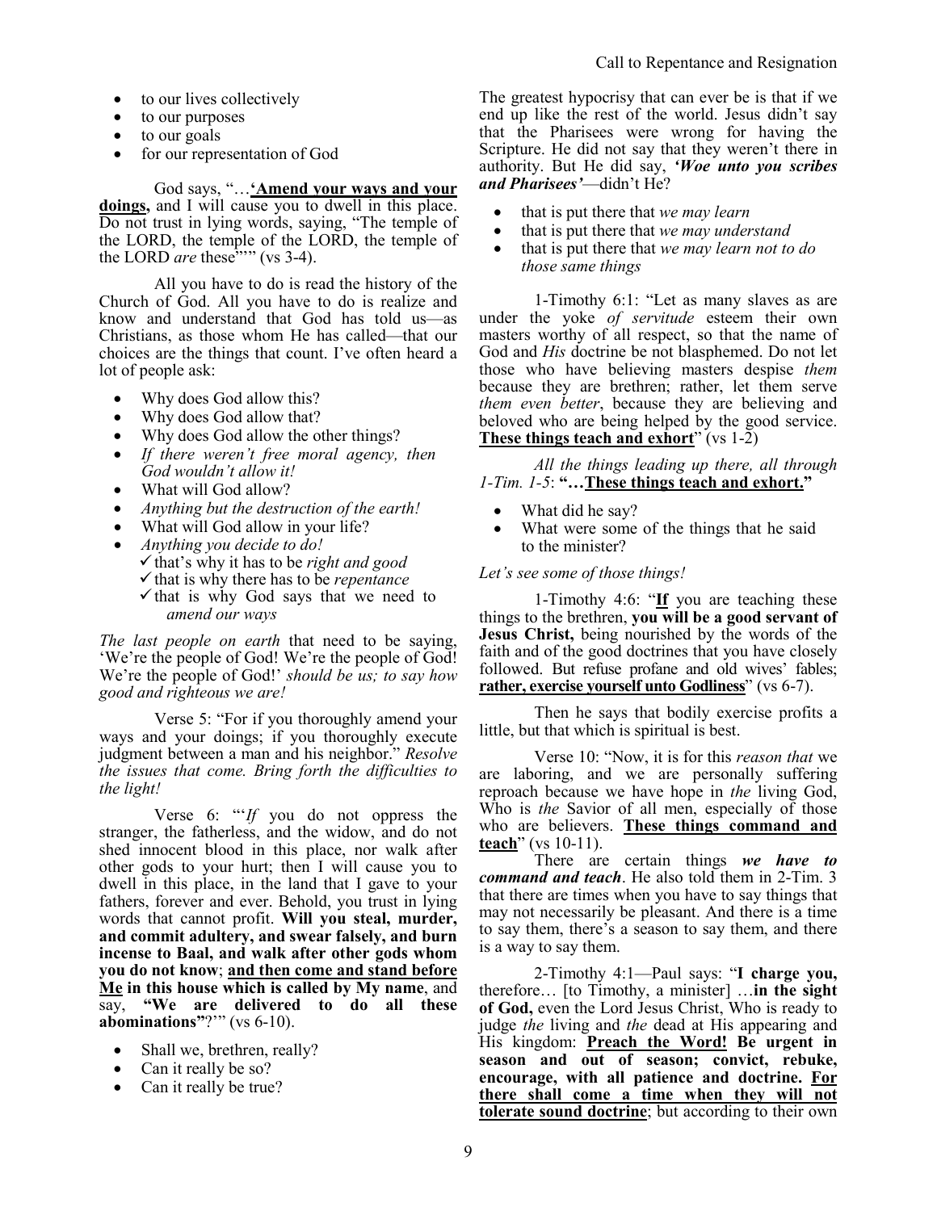- to our lives collectively
- to our purposes
- to our goals
- for our representation of God

God says, "…**'<u>Amend your ways and your doings</u>,** and I will cause you to dwell in this place. Do not trust in lying words, saying, "The temple of the LORD, the temple of the LORD, the temple of the LORD *are* these"'" (vs 3-4).

All you have to do is read the history of the Church of God. All you have to do is realize and know and understand that God has told us—as Christians, as those whom He has called—that our choices are the things that count. I've often heard a lot of people ask:

- Why does God allow this?
- Why does God allow that?
- Why does God allow the other things?
- *If there weren't free moral agency, then God wouldn't allow it!*
- What will God allow?
- *Anything but the destruction of the earth!*
- What will God allow in your life?
- *Anything you decide to do!*
  - ✓ that's why it has to be *right and good*
  - ✓ that is why there has to be *repentance*
  - ✓ that is why God says that we need to *amend our ways*

*The last people on earth* that need to be saying, 'We're the people of God! We're the people of God! We're the people of God!' *should be us; to say how good and righteous we are!*

Verse 5: "For if you thoroughly amend your ways and your doings; if you thoroughly execute judgment between a man and his neighbor." *Resolve the issues that come. Bring forth the difficulties to the light!*

Verse 6: "'*If* you do not oppress the stranger, the fatherless, and the widow, and do not shed innocent blood in this place, nor walk after other gods to your hurt; then I will cause you to dwell in this place, in the land that I gave to your fathers, forever and ever. Behold, you trust in lying words that cannot profit. **Will you steal, murder, and commit adultery, and swear falsely, and burn incense to Baal, and walk after other gods whom you do not know**; **<u>and then come and stand before Me</u> in this house which is called by My name**, and say, **"We are delivered to do all these abominations"**?'" (vs 6-10).

- Shall we, brethren, really?
- Can it really be so?
- Can it really be true?

The greatest hypocrisy that can ever be is that if we end up like the rest of the world. Jesus didn't say that the Pharisees were wrong for having the Scripture. He did not say that they weren't there in authority. But He did say, ***'Woe unto you scribes and Pharisees'***—didn't He?

- that is put there that *we may learn*
- that is put there that *we may understand*
- that is put there that *we may learn not to do those same things*

1-Timothy 6:1: "Let as many slaves as are under the yoke *of servitude* esteem their own masters worthy of all respect, so that the name of God and *His* doctrine be not blasphemed. Do not let those who have believing masters despise *them* because they are brethren; rather, let them serve *them even better*, because they are believing and beloved who are being helped by the good service. **<u>These things teach and exhort</u>**" (vs 1-2)

*All the things leading up there, all through 1-Tim. 1-5*: **"…<u>These things teach and exhort</u>."**

- What did he say?
- What were some of the things that he said to the minister?

*Let's see some of those things!*

1-Timothy 4:6: "**<u>If</u>** you are teaching these things to the brethren, **you will be a good servant of Jesus Christ,** being nourished by the words of the faith and of the good doctrines that you have closely followed. But refuse profane and old wives' fables; **<u>rather, exercise yourself unto Godliness</u>**" (vs 6-7).

Then he says that bodily exercise profits a little, but that which is spiritual is best.

Verse 10: "Now, it is for this *reason that* we are laboring, and we are personally suffering reproach because we have hope in *the* living God, Who is *the* Savior of all men, especially of those who are believers. **<u>These things command and teach</u>**" (vs 10-11).

There are certain things ***we have to command and teach***. He also told them in 2-Tim. 3 that there are times when you have to say things that may not necessarily be pleasant. And there is a time to say them, there's a season to say them, and there is a way to say them.

2-Timothy 4:1—Paul says: "**I charge you,** therefore… [to Timothy, a minister] …**in the sight of God,** even the Lord Jesus Christ, Who is ready to judge *the* living and *the* dead at His appearing and His kingdom: **<u>Preach the Word!</u> Be urgent in season and out of season; convict, rebuke, encourage, with all patience and doctrine. <u>For there shall come a time when they will not tolerate sound doctrine</u>**; but according to their own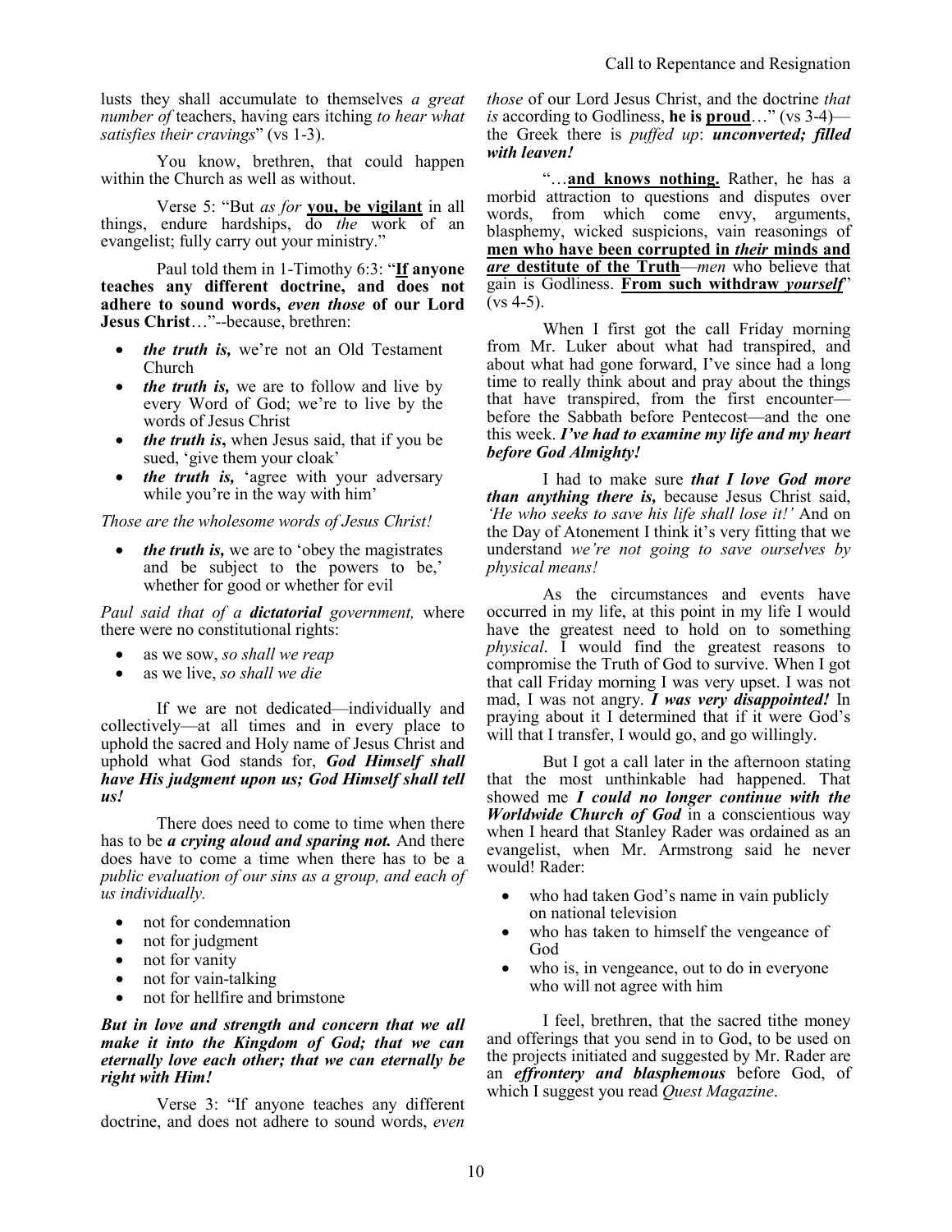lusts they shall accumulate to themselves *a great number of* teachers, having ears itching *to hear what satisfies their cravings*" (vs 1-3).

You know, brethren, that could happen within the Church as well as without.

Verse 5: "But *as for* **<u>you, be vigilant</u>** in all things, endure hardships, do *the* work of an evangelist; fully carry out your ministry."

Paul told them in 1-Timothy 6:3: "**<u>If</u> anyone teaches any different doctrine, and does not adhere to sound words, *even those* of our Lord Jesus Christ**…"--because, brethren:

- ***the truth is,*** we're not an Old Testament Church
- ***the truth is,*** we are to follow and live by every Word of God; we're to live by the words of Jesus Christ
- ***the truth is*,** when Jesus said, that if you be sued, 'give them your cloak'
- ***the truth is,*** 'agree with your adversary while you're in the way with him'

*Those are the wholesome words of Jesus Christ!*

- ***the truth is,*** we are to 'obey the magistrates and be subject to the powers to be,' whether for good or whether for evil

*Paul said that of a **dictatorial** government,* where there were no constitutional rights:

- as we sow, *so shall we reap*
- as we live, *so shall we die*

If we are not dedicated—individually and collectively—at all times and in every place to uphold the sacred and Holy name of Jesus Christ and uphold what God stands for, ***God Himself shall have His judgment upon us; God Himself shall tell us!***

There does need to come to time when there has to be ***a crying aloud and sparing not.*** And there does have to come a time when there has to be a *public evaluation of our sins as a group, and each of us individually.*

- not for condemnation
- not for judgment
- not for vanity
- not for vain-talking
- not for hellfire and brimstone

***But in love and strength and concern that we all make it into the Kingdom of God; that we can eternally love each other; that we can eternally be right with Him!***

Verse 3: "If anyone teaches any different doctrine, and does not adhere to sound words, *even those* of our Lord Jesus Christ, and the doctrine *that is* according to Godliness, **he is <u>proud</u>**…" (vs 3-4)—the Greek there is *puffed up*: ***unconverted; filled with leaven!***

"…**<u>and knows nothing.</u>** Rather, he has a morbid attraction to questions and disputes over words, from which come envy, arguments, blasphemy, wicked suspicions, vain reasonings of **<u>men who have been corrupted in *their* minds and *are* destitute of the Truth</u>**—*men* who believe that gain is Godliness. **<u>From such withdraw *yourself*</u>**" (vs 4-5).

When I first got the call Friday morning from Mr. Luker about what had transpired, and about what had gone forward, I've since had a long time to really think about and pray about the things that have transpired, from the first encounter—before the Sabbath before Pentecost—and the one this week. ***I've had to examine my life and my heart before God Almighty!***

I had to make sure ***that I love God more than anything there is,*** because Jesus Christ said, *'He who seeks to save his life shall lose it!'* And on the Day of Atonement I think it's very fitting that we understand *we're not going to save ourselves by physical means!*

As the circumstances and events have occurred in my life, at this point in my life I would have the greatest need to hold on to something *physical*. I would find the greatest reasons to compromise the Truth of God to survive. When I got that call Friday morning I was very upset. I was not mad, I was not angry. ***I was very disappointed!*** In praying about it I determined that if it were God's will that I transfer, I would go, and go willingly.

But I got a call later in the afternoon stating that the most unthinkable had happened. That showed me ***I could no longer continue with the Worldwide Church of God*** in a conscientious way when I heard that Stanley Rader was ordained as an evangelist, when Mr. Armstrong said he never would! Rader:

- who had taken God's name in vain publicly on national television
- who has taken to himself the vengeance of God
- who is, in vengeance, out to do in everyone who will not agree with him

I feel, brethren, that the sacred tithe money and offerings that you send in to God, to be used on the projects initiated and suggested by Mr. Rader are an ***effrontery and blasphemous*** before God, of which I suggest you read *Quest Magazine*.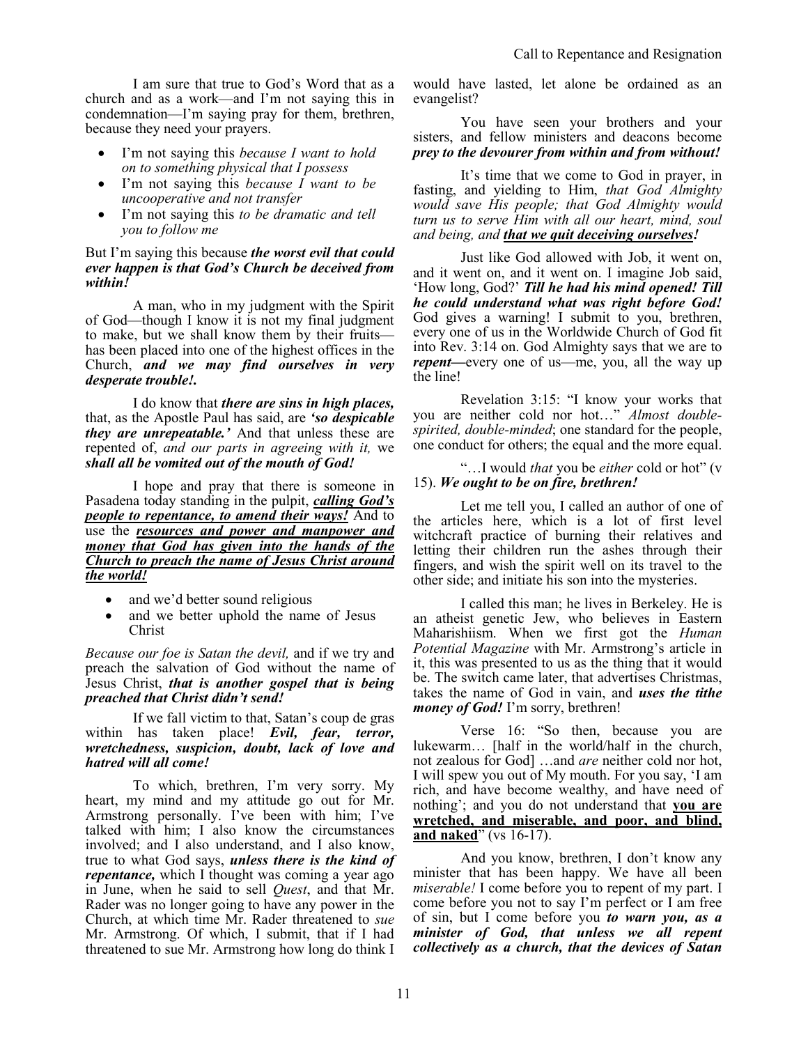I am sure that true to God's Word that as a church and as a work—and I'm not saying this in condemnation—I'm saying pray for them, brethren, because they need your prayers.

- I'm not saying this *because I want to hold on to something physical that I possess*
- I'm not saying this *because I want to be uncooperative and not transfer*
- I'm not saying this *to be dramatic and tell you to follow me*

But I'm saying this because ***the worst evil that could ever happen is that God's Church be deceived from within!***

A man, who in my judgment with the Spirit of God—though I know it is not my final judgment to make, but we shall know them by their fruits—has been placed into one of the highest offices in the Church, ***and we may find ourselves in very desperate trouble!.***

I do know that ***there are sins in high places,*** that, as the Apostle Paul has said, are ***'so despicable they are unrepeatable.'*** And that unless these are repented of, *and our parts in agreeing with it,* we ***shall all be vomited out of the mouth of God!***

I hope and pray that there is someone in Pasadena today standing in the pulpit, ***calling God's people to repentance, to amend their ways!*** And to use the ***resources and power and manpower and money that God has given into the hands of the Church to preach the name of Jesus Christ around the world!***

- and we'd better sound religious
- and we better uphold the name of Jesus Christ

*Because our foe is Satan the devil,* and if we try and preach the salvation of God without the name of Jesus Christ, ***that is another gospel that is being preached that Christ didn't send!***

If we fall victim to that, Satan's coup de gras within has taken place! ***Evil, fear, terror, wretchedness, suspicion, doubt, lack of love and hatred will all come!***

To which, brethren, I'm very sorry. My heart, my mind and my attitude go out for Mr. Armstrong personally. I've been with him; I've talked with him; I also know the circumstances involved; and I also understand, and I also know, true to what God says, ***unless there is the kind of repentance,*** which I thought was coming a year ago in June, when he said to sell *Quest*, and that Mr. Rader was no longer going to have any power in the Church, at which time Mr. Rader threatened to *sue* Mr. Armstrong. Of which, I submit, that if I had threatened to sue Mr. Armstrong how long do think I would have lasted, let alone be ordained as an evangelist?

You have seen your brothers and your sisters, and fellow ministers and deacons become ***prey to the devourer from within and from without!***

It's time that we come to God in prayer, in fasting, and yielding to Him, *that God Almighty would save His people; that God Almighty would turn us to serve Him with all our heart, mind, soul and being, and* ***that we quit deceiving ourselves!***

Just like God allowed with Job, it went on, and it went on, and it went on. I imagine Job said, 'How long, God?' ***Till he had his mind opened! Till he could understand what was right before God!*** God gives a warning! I submit to you, brethren, every one of us in the Worldwide Church of God fit into Rev. 3:14 on. God Almighty says that we are to ***repent***—every one of us—me, you, all the way up the line!

Revelation 3:15: "I know your works that you are neither cold nor hot…" *Almost double-spirited, double-minded*; one standard for the people, one conduct for others; the equal and the more equal.

"…I would *that* you be *either* cold or hot" (v 15). ***We ought to be on fire, brethren!***

Let me tell you, I called an author of one of the articles here, which is a lot of first level witchcraft practice of burning their relatives and letting their children run the ashes through their fingers, and wish the spirit well on its travel to the other side; and initiate his son into the mysteries.

I called this man; he lives in Berkeley. He is an atheist genetic Jew, who believes in Eastern Maharishiism. When we first got the *Human Potential Magazine* with Mr. Armstrong's article in it, this was presented to us as the thing that it would be. The switch came later, that advertises Christmas, takes the name of God in vain, and ***uses the tithe money of God!*** I'm sorry, brethren!

Verse 16: "So then, because you are lukewarm… [half in the world/half in the church, not zealous for God] …and *are* neither cold nor hot, I will spew you out of My mouth. For you say, 'I am rich, and have become wealthy, and have need of nothing'; and you do not understand that **you are wretched, and miserable, and poor, and blind, and naked**" (vs 16-17).

And you know, brethren, I don't know any minister that has been happy. We have all been *miserable!* I come before you to repent of my part. I come before you not to say I'm perfect or I am free of sin, but I come before you ***to warn you, as a minister of God, that unless we all repent collectively as a church, that the devices of Satan***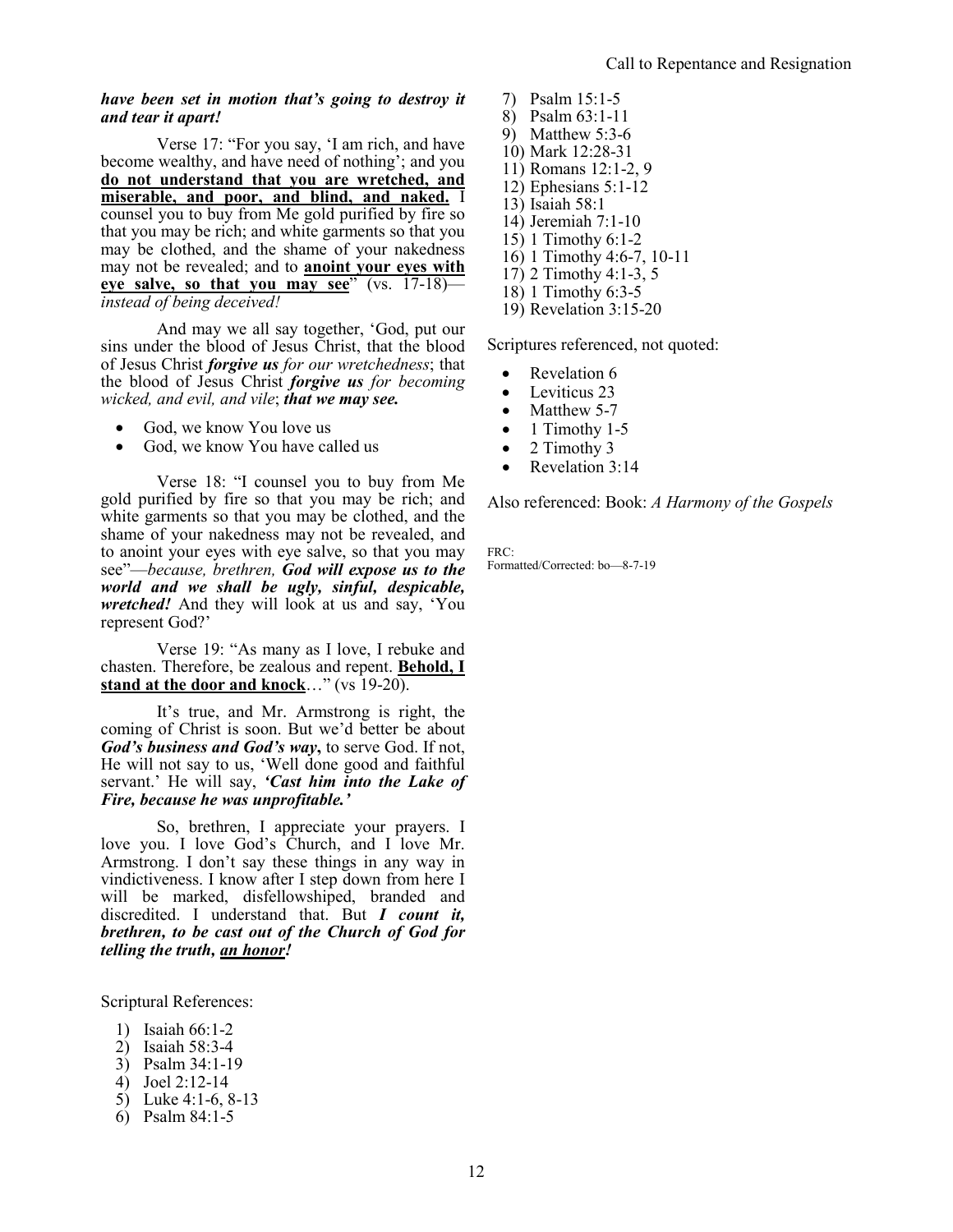***have been set in motion that's going to destroy it and tear it apart!***

Verse 17: "For you say, 'I am rich, and have become wealthy, and have need of nothing'; and you **do not understand that you are wretched, and miserable, and poor, and blind, and naked.** I counsel you to buy from Me gold purified by fire so that you may be rich; and white garments so that you may be clothed, and the shame of your nakedness may not be revealed; and to **anoint your eyes with eye salve, so that you may see**" (vs. 17-18)—*instead of being deceived!*

And may we all say together, 'God, put our sins under the blood of Jesus Christ, that the blood of Jesus Christ ***forgive us*** *for our wretchedness*; that the blood of Jesus Christ ***forgive us*** *for becoming wicked, and evil, and vile*; ***that we may see.***

- God, we know You love us
- God, we know You have called us

Verse 18: "I counsel you to buy from Me gold purified by fire so that you may be rich; and white garments so that you may be clothed, and the shame of your nakedness may not be revealed, and to anoint your eyes with eye salve, so that you may see"—*because, brethren,* ***God will expose us to the world and we shall be ugly, sinful, despicable, wretched!*** And they will look at us and say, 'You represent God?'

Verse 19: "As many as I love, I rebuke and chasten. Therefore, be zealous and repent. **Behold, I stand at the door and knock**…" (vs 19-20).

It's true, and Mr. Armstrong is right, the coming of Christ is soon. But we'd better be about ***God's business and God's way***, to serve God. If not, He will not say to us, 'Well done good and faithful servant.' He will say, ***'Cast him into the Lake of Fire, because he was unprofitable.'***

So, brethren, I appreciate your prayers. I love you. I love God's Church, and I love Mr. Armstrong. I don't say these things in any way in vindictiveness. I know after I step down from here I will be marked, disfellowshiped, branded and discredited. I understand that. But ***I count it, brethren, to be cast out of the Church of God for telling the truth, an honor!***

Scriptural References:

1) Isaiah 66:1-2
2) Isaiah 58:3-4
3) Psalm 34:1-19
4) Joel 2:12-14
5) Luke 4:1-6, 8-13
6) Psalm 84:1-5
7) Psalm 15:1-5
8) Psalm 63:1-11
9) Matthew 5:3-6
10) Mark 12:28-31
11) Romans 12:1-2, 9
12) Ephesians 5:1-12
13) Isaiah 58:1
14) Jeremiah 7:1-10
15) 1 Timothy 6:1-2
16) 1 Timothy 4:6-7, 10-11
17) 2 Timothy 4:1-3, 5
18) 1 Timothy 6:3-5
19) Revelation 3:15-20

Scriptures referenced, not quoted:

- Revelation 6
- Leviticus 23
- Matthew 5-7
- 1 Timothy 1-5
- 2 Timothy 3
- Revelation 3:14

Also referenced: Book: *A Harmony of the Gospels*

FRC:
Formatted/Corrected: bo—8-7-19